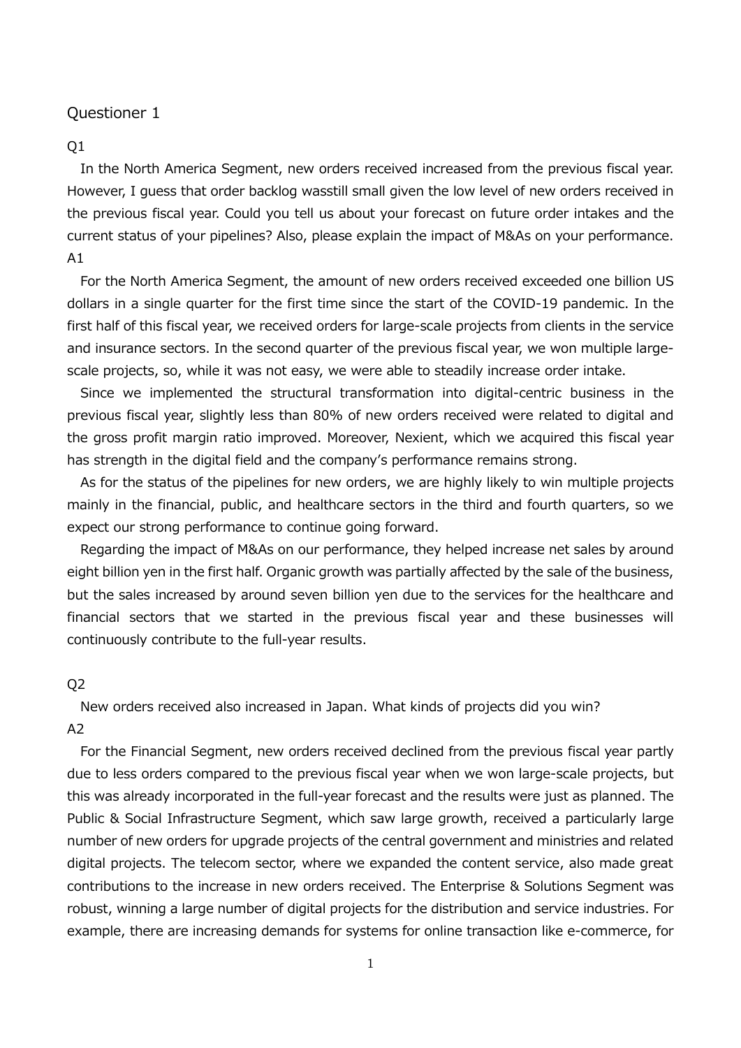Questioner 1

Q1

In the North America Segment, new orders received increased from the previous fiscal year. However, I guess that order backlog wasstill small given the low level of new orders received in the previous fiscal year. Could you tell us about your forecast on future order intakes and the current status of your pipelines? Also, please explain the impact of M&As on your performance.

A1

For the North America Segment, the amount of new orders received exceeded one billion US dollars in a single quarter for the first time since the start of the COVID-19 pandemic. In the first half of this fiscal year, we received orders for large-scale projects from clients in the service and insurance sectors. In the second quarter of the previous fiscal year, we won multiple large-scale projects, so, while it was not easy, we were able to steadily increase order intake.

Since we implemented the structural transformation into digital-centric business in the previous fiscal year, slightly less than 80% of new orders received were related to digital and the gross profit margin ratio improved. Moreover, Nexient, which we acquired this fiscal year has strength in the digital field and the company's performance remains strong.

As for the status of the pipelines for new orders, we are highly likely to win multiple projects mainly in the financial, public, and healthcare sectors in the third and fourth quarters, so we expect our strong performance to continue going forward.

Regarding the impact of M&As on our performance, they helped increase net sales by around eight billion yen in the first half. Organic growth was partially affected by the sale of the business, but the sales increased by around seven billion yen due to the services for the healthcare and financial sectors that we started in the previous fiscal year and these businesses will continuously contribute to the full-year results.

Q2

New orders received also increased in Japan. What kinds of projects did you win?

A2

For the Financial Segment, new orders received declined from the previous fiscal year partly due to less orders compared to the previous fiscal year when we won large-scale projects, but this was already incorporated in the full-year forecast and the results were just as planned. The Public & Social Infrastructure Segment, which saw large growth, received a particularly large number of new orders for upgrade projects of the central government and ministries and related digital projects. The telecom sector, where we expanded the content service, also made great contributions to the increase in new orders received. The Enterprise & Solutions Segment was robust, winning a large number of digital projects for the distribution and service industries. For example, there are increasing demands for systems for online transaction like e-commerce, for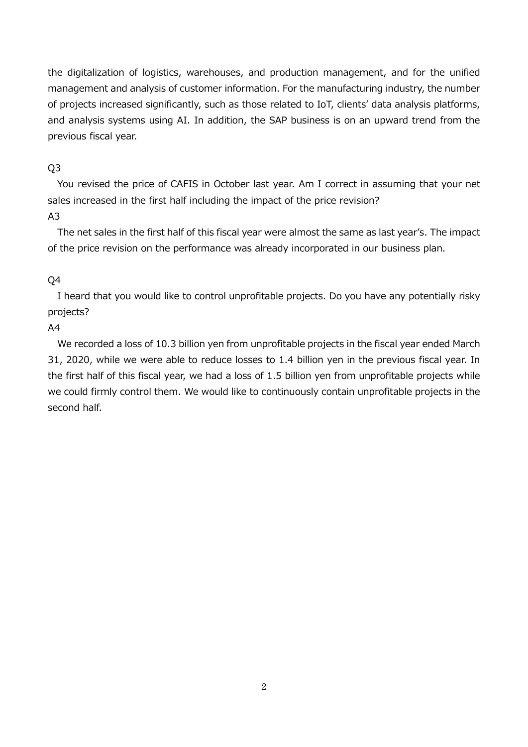the digitalization of logistics, warehouses, and production management, and for the unified management and analysis of customer information. For the manufacturing industry, the number of projects increased significantly, such as those related to IoT, clients' data analysis platforms, and analysis systems using AI. In addition, the SAP business is on an upward trend from the previous fiscal year.

Q3

You revised the price of CAFIS in October last year. Am I correct in assuming that your net sales increased in the first half including the impact of the price revision?

A3

The net sales in the first half of this fiscal year were almost the same as last year's. The impact of the price revision on the performance was already incorporated in our business plan.

Q4

I heard that you would like to control unprofitable projects. Do you have any potentially risky projects?

A4

We recorded a loss of 10.3 billion yen from unprofitable projects in the fiscal year ended March 31, 2020, while we were able to reduce losses to 1.4 billion yen in the previous fiscal year. In the first half of this fiscal year, we had a loss of 1.5 billion yen from unprofitable projects while we could firmly control them. We would like to continuously contain unprofitable projects in the second half.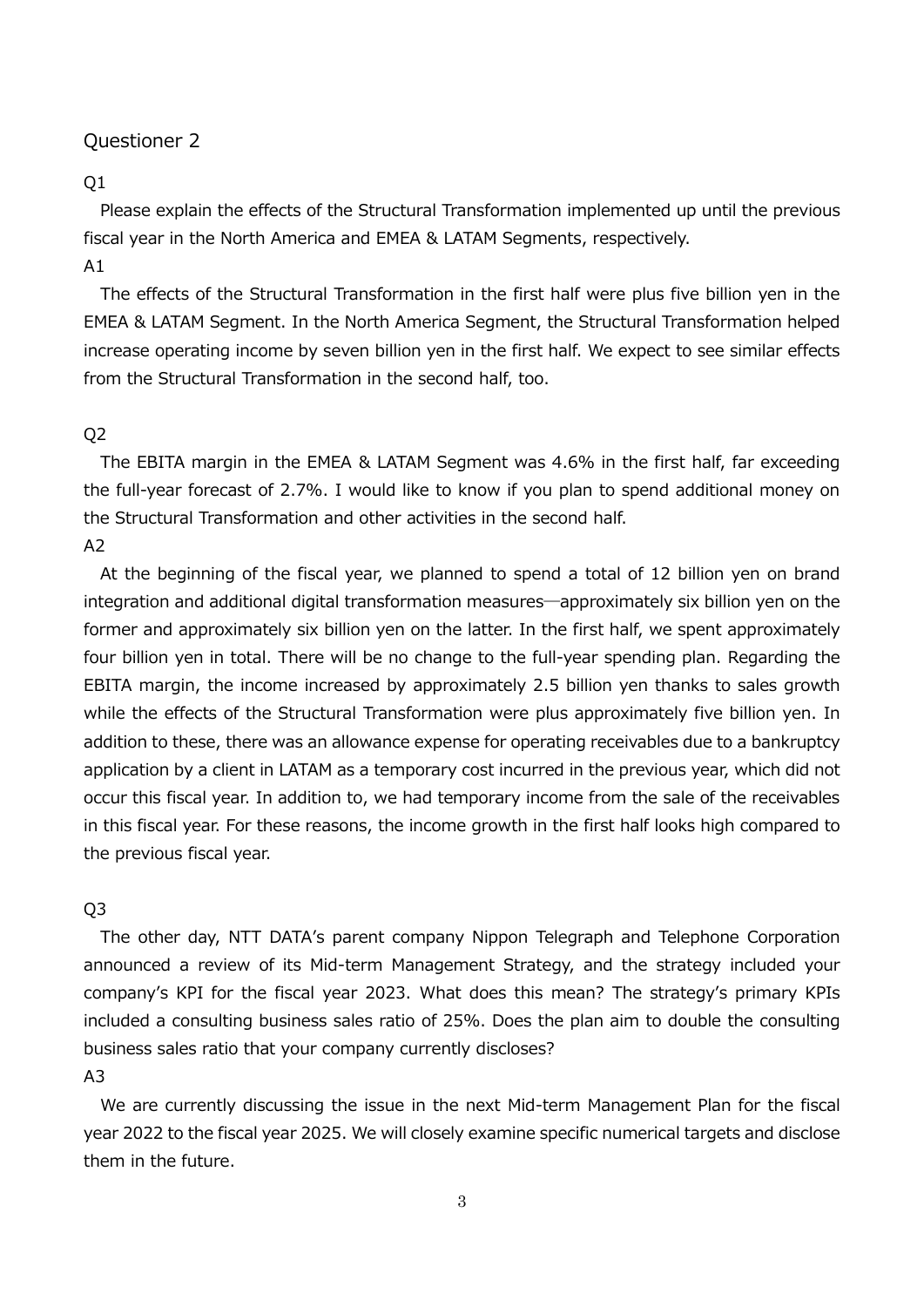Questioner 2

Q1

Please explain the effects of the Structural Transformation implemented up until the previous fiscal year in the North America and EMEA & LATAM Segments, respectively.

A1

The effects of the Structural Transformation in the first half were plus five billion yen in the EMEA & LATAM Segment. In the North America Segment, the Structural Transformation helped increase operating income by seven billion yen in the first half. We expect to see similar effects from the Structural Transformation in the second half, too.

Q2

The EBITA margin in the EMEA & LATAM Segment was 4.6% in the first half, far exceeding the full-year forecast of 2.7%. I would like to know if you plan to spend additional money on the Structural Transformation and other activities in the second half.

A2

At the beginning of the fiscal year, we planned to spend a total of 12 billion yen on brand integration and additional digital transformation measures—approximately six billion yen on the former and approximately six billion yen on the latter. In the first half, we spent approximately four billion yen in total. There will be no change to the full-year spending plan. Regarding the EBITA margin, the income increased by approximately 2.5 billion yen thanks to sales growth while the effects of the Structural Transformation were plus approximately five billion yen. In addition to these, there was an allowance expense for operating receivables due to a bankruptcy application by a client in LATAM as a temporary cost incurred in the previous year, which did not occur this fiscal year. In addition to, we had temporary income from the sale of the receivables in this fiscal year. For these reasons, the income growth in the first half looks high compared to the previous fiscal year.

Q3

The other day, NTT DATA's parent company Nippon Telegraph and Telephone Corporation announced a review of its Mid-term Management Strategy, and the strategy included your company's KPI for the fiscal year 2023. What does this mean? The strategy's primary KPIs included a consulting business sales ratio of 25%. Does the plan aim to double the consulting business sales ratio that your company currently discloses?

A3

We are currently discussing the issue in the next Mid-term Management Plan for the fiscal year 2022 to the fiscal year 2025. We will closely examine specific numerical targets and disclose them in the future.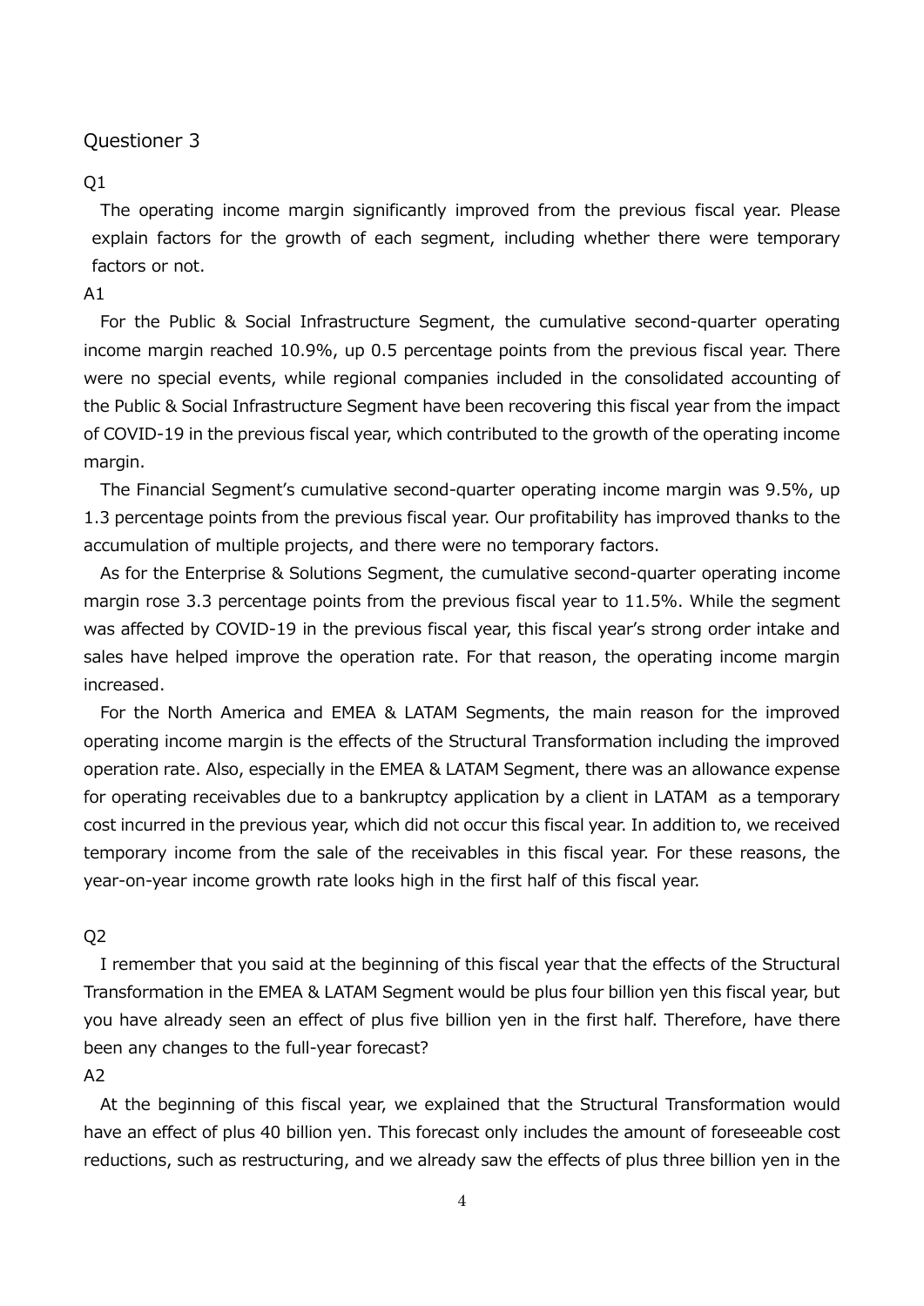Questioner 3

Q1

The operating income margin significantly improved from the previous fiscal year. Please explain factors for the growth of each segment, including whether there were temporary factors or not.

A1

For the Public & Social Infrastructure Segment, the cumulative second-quarter operating income margin reached 10.9%, up 0.5 percentage points from the previous fiscal year. There were no special events, while regional companies included in the consolidated accounting of the Public & Social Infrastructure Segment have been recovering this fiscal year from the impact of COVID-19 in the previous fiscal year, which contributed to the growth of the operating income margin.

The Financial Segment's cumulative second-quarter operating income margin was 9.5%, up 1.3 percentage points from the previous fiscal year. Our profitability has improved thanks to the accumulation of multiple projects, and there were no temporary factors.

As for the Enterprise & Solutions Segment, the cumulative second-quarter operating income margin rose 3.3 percentage points from the previous fiscal year to 11.5%. While the segment was affected by COVID-19 in the previous fiscal year, this fiscal year's strong order intake and sales have helped improve the operation rate. For that reason, the operating income margin increased.

For the North America and EMEA & LATAM Segments, the main reason for the improved operating income margin is the effects of the Structural Transformation including the improved operation rate. Also, especially in the EMEA & LATAM Segment, there was an allowance expense for operating receivables due to a bankruptcy application by a client in LATAM as a temporary cost incurred in the previous year, which did not occur this fiscal year. In addition to, we received temporary income from the sale of the receivables in this fiscal year. For these reasons, the year-on-year income growth rate looks high in the first half of this fiscal year.

Q2

I remember that you said at the beginning of this fiscal year that the effects of the Structural Transformation in the EMEA & LATAM Segment would be plus four billion yen this fiscal year, but you have already seen an effect of plus five billion yen in the first half. Therefore, have there been any changes to the full-year forecast?

A2

At the beginning of this fiscal year, we explained that the Structural Transformation would have an effect of plus 40 billion yen. This forecast only includes the amount of foreseeable cost reductions, such as restructuring, and we already saw the effects of plus three billion yen in the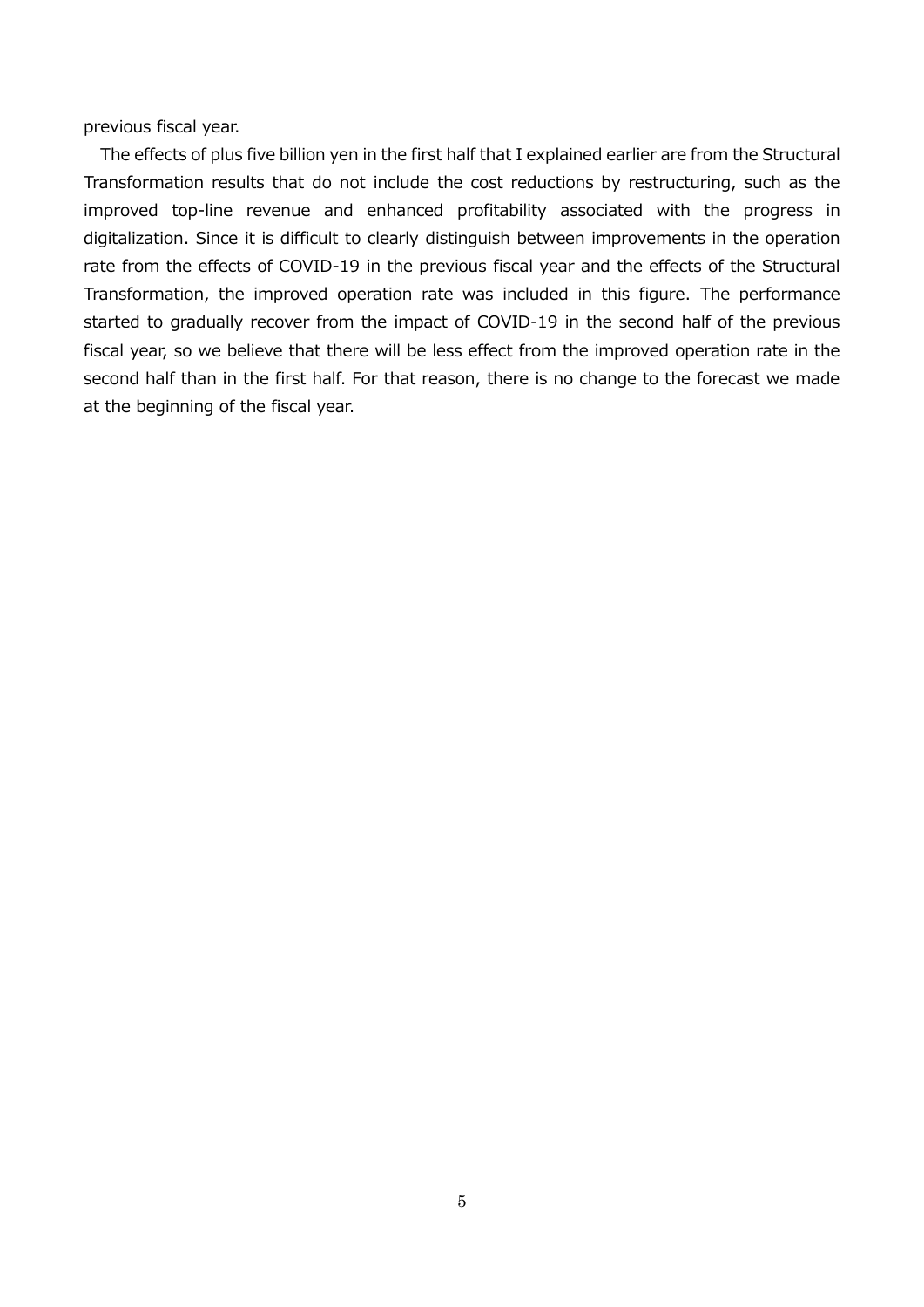previous fiscal year.

The effects of plus five billion yen in the first half that I explained earlier are from the Structural Transformation results that do not include the cost reductions by restructuring, such as the improved top-line revenue and enhanced profitability associated with the progress in digitalization. Since it is difficult to clearly distinguish between improvements in the operation rate from the effects of COVID-19 in the previous fiscal year and the effects of the Structural Transformation, the improved operation rate was included in this figure. The performance started to gradually recover from the impact of COVID-19 in the second half of the previous fiscal year, so we believe that there will be less effect from the improved operation rate in the second half than in the first half. For that reason, there is no change to the forecast we made at the beginning of the fiscal year.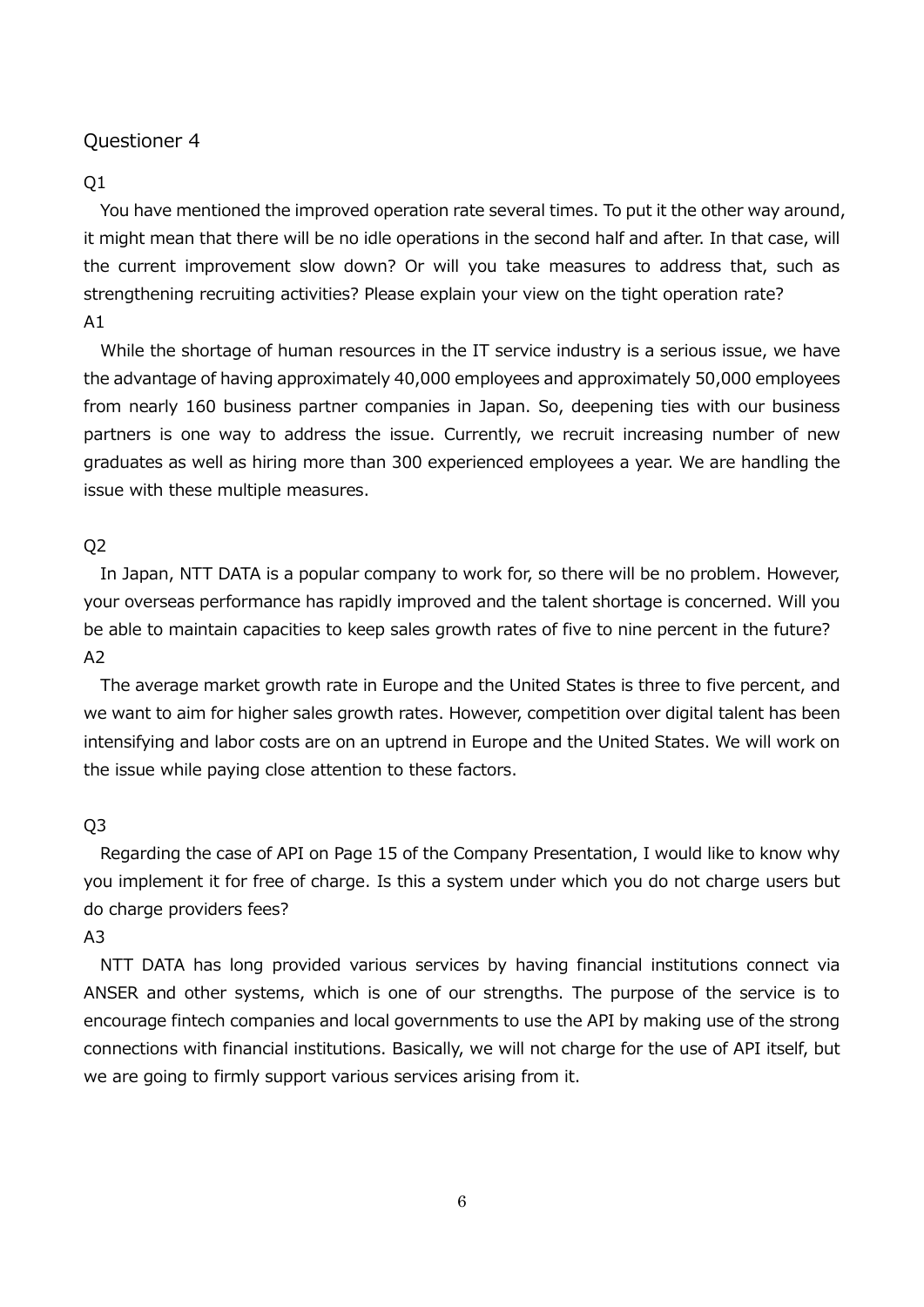## Questioner 4

Q1

You have mentioned the improved operation rate several times. To put it the other way around, it might mean that there will be no idle operations in the second half and after. In that case, will the current improvement slow down? Or will you take measures to address that, such as strengthening recruiting activities? Please explain your view on the tight operation rate?

A1

While the shortage of human resources in the IT service industry is a serious issue, we have the advantage of having approximately 40,000 employees and approximately 50,000 employees from nearly 160 business partner companies in Japan. So, deepening ties with our business partners is one way to address the issue. Currently, we recruit increasing number of new graduates as well as hiring more than 300 experienced employees a year. We are handling the issue with these multiple measures.

Q2

In Japan, NTT DATA is a popular company to work for, so there will be no problem. However, your overseas performance has rapidly improved and the talent shortage is concerned. Will you be able to maintain capacities to keep sales growth rates of five to nine percent in the future?

A2

The average market growth rate in Europe and the United States is three to five percent, and we want to aim for higher sales growth rates. However, competition over digital talent has been intensifying and labor costs are on an uptrend in Europe and the United States. We will work on the issue while paying close attention to these factors.

Q3

Regarding the case of API on Page 15 of the Company Presentation, I would like to know why you implement it for free of charge. Is this a system under which you do not charge users but do charge providers fees?

A3

NTT DATA has long provided various services by having financial institutions connect via ANSER and other systems, which is one of our strengths. The purpose of the service is to encourage fintech companies and local governments to use the API by making use of the strong connections with financial institutions. Basically, we will not charge for the use of API itself, but we are going to firmly support various services arising from it.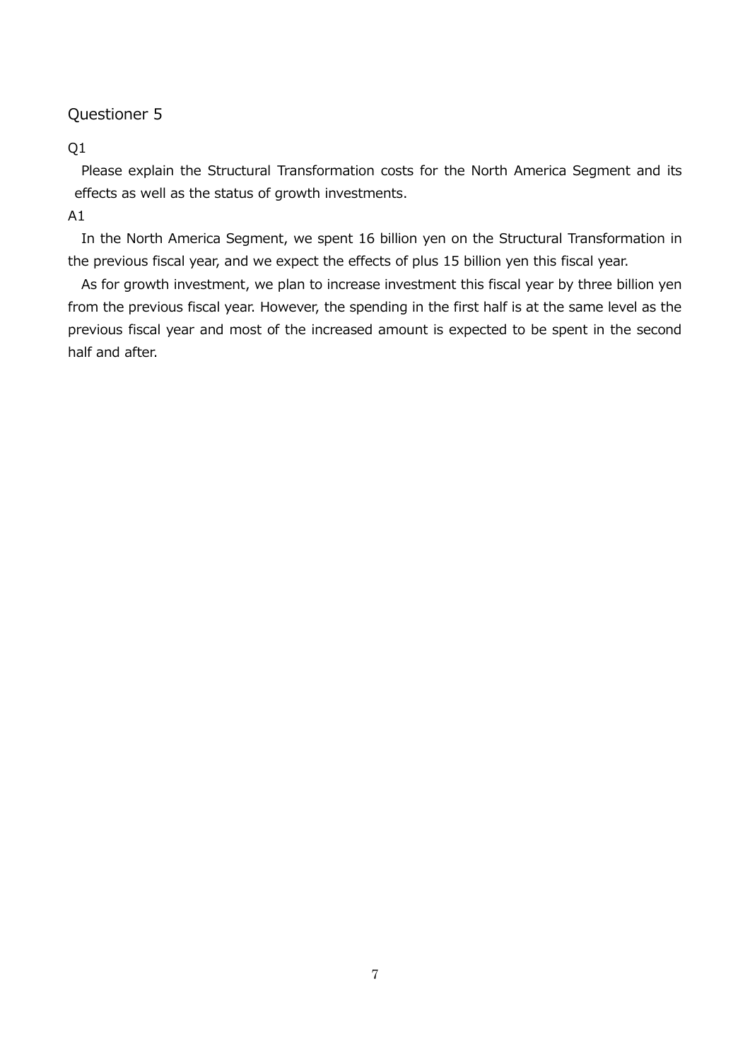Questioner 5

Q1

Please explain the Structural Transformation costs for the North America Segment and its effects as well as the status of growth investments.

A1

In the North America Segment, we spent 16 billion yen on the Structural Transformation in the previous fiscal year, and we expect the effects of plus 15 billion yen this fiscal year.

As for growth investment, we plan to increase investment this fiscal year by three billion yen from the previous fiscal year. However, the spending in the first half is at the same level as the previous fiscal year and most of the increased amount is expected to be spent in the second half and after.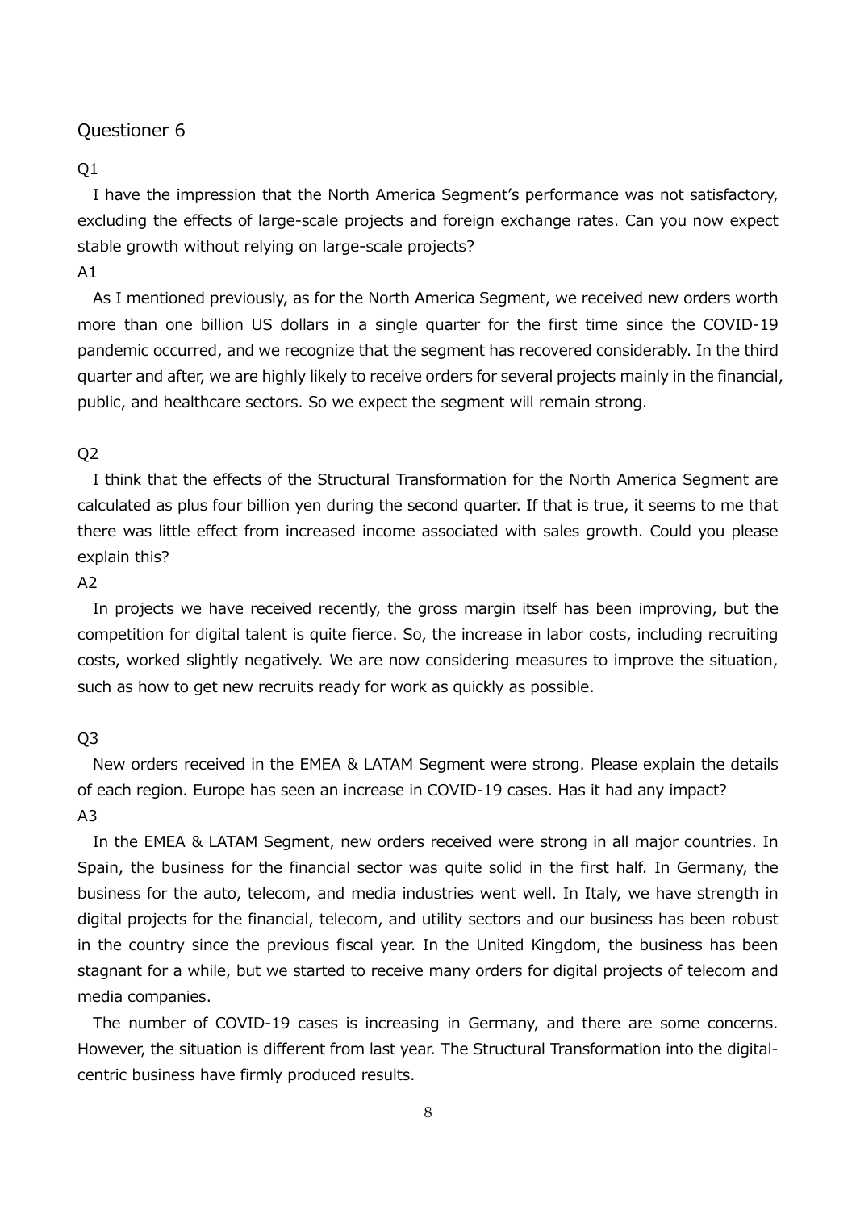## Questioner 6

Q1

I have the impression that the North America Segment's performance was not satisfactory, excluding the effects of large-scale projects and foreign exchange rates. Can you now expect stable growth without relying on large-scale projects?

A1

As I mentioned previously, as for the North America Segment, we received new orders worth more than one billion US dollars in a single quarter for the first time since the COVID-19 pandemic occurred, and we recognize that the segment has recovered considerably. In the third quarter and after, we are highly likely to receive orders for several projects mainly in the financial, public, and healthcare sectors. So we expect the segment will remain strong.

Q2

I think that the effects of the Structural Transformation for the North America Segment are calculated as plus four billion yen during the second quarter. If that is true, it seems to me that there was little effect from increased income associated with sales growth. Could you please explain this?

A2

In projects we have received recently, the gross margin itself has been improving, but the competition for digital talent is quite fierce. So, the increase in labor costs, including recruiting costs, worked slightly negatively. We are now considering measures to improve the situation, such as how to get new recruits ready for work as quickly as possible.

Q3

New orders received in the EMEA & LATAM Segment were strong. Please explain the details of each region. Europe has seen an increase in COVID-19 cases. Has it had any impact?

A3

In the EMEA & LATAM Segment, new orders received were strong in all major countries. In Spain, the business for the financial sector was quite solid in the first half. In Germany, the business for the auto, telecom, and media industries went well. In Italy, we have strength in digital projects for the financial, telecom, and utility sectors and our business has been robust in the country since the previous fiscal year. In the United Kingdom, the business has been stagnant for a while, but we started to receive many orders for digital projects of telecom and media companies.

The number of COVID-19 cases is increasing in Germany, and there are some concerns. However, the situation is different from last year. The Structural Transformation into the digital-centric business have firmly produced results.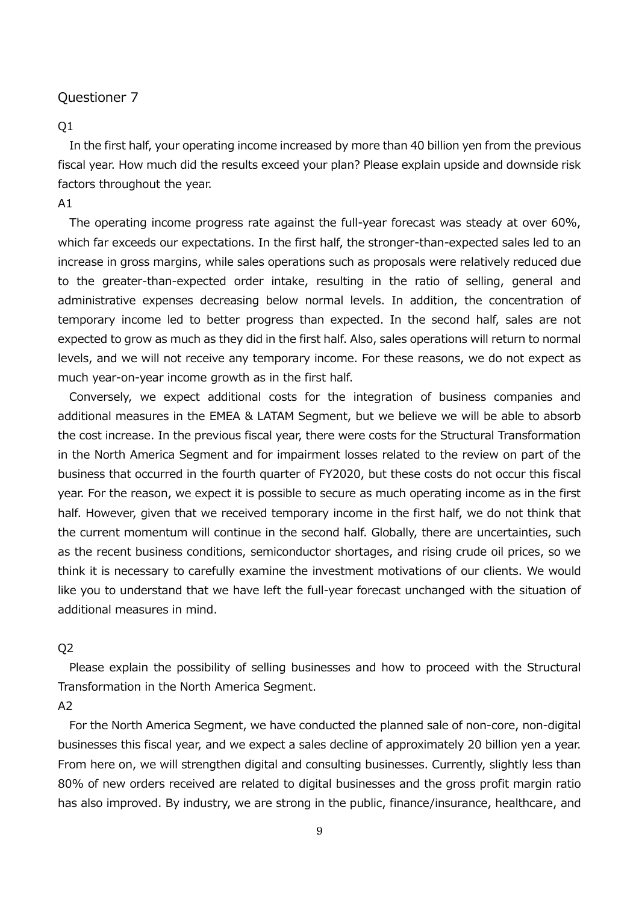Questioner 7

Q1

In the first half, your operating income increased by more than 40 billion yen from the previous fiscal year. How much did the results exceed your plan? Please explain upside and downside risk factors throughout the year.

A1

The operating income progress rate against the full-year forecast was steady at over 60%, which far exceeds our expectations. In the first half, the stronger-than-expected sales led to an increase in gross margins, while sales operations such as proposals were relatively reduced due to the greater-than-expected order intake, resulting in the ratio of selling, general and administrative expenses decreasing below normal levels. In addition, the concentration of temporary income led to better progress than expected. In the second half, sales are not expected to grow as much as they did in the first half. Also, sales operations will return to normal levels, and we will not receive any temporary income. For these reasons, we do not expect as much year-on-year income growth as in the first half.

Conversely, we expect additional costs for the integration of business companies and additional measures in the EMEA & LATAM Segment, but we believe we will be able to absorb the cost increase. In the previous fiscal year, there were costs for the Structural Transformation in the North America Segment and for impairment losses related to the review on part of the business that occurred in the fourth quarter of FY2020, but these costs do not occur this fiscal year. For the reason, we expect it is possible to secure as much operating income as in the first half. However, given that we received temporary income in the first half, we do not think that the current momentum will continue in the second half. Globally, there are uncertainties, such as the recent business conditions, semiconductor shortages, and rising crude oil prices, so we think it is necessary to carefully examine the investment motivations of our clients. We would like you to understand that we have left the full-year forecast unchanged with the situation of additional measures in mind.

Q2

Please explain the possibility of selling businesses and how to proceed with the Structural Transformation in the North America Segment.

A2

For the North America Segment, we have conducted the planned sale of non-core, non-digital businesses this fiscal year, and we expect a sales decline of approximately 20 billion yen a year. From here on, we will strengthen digital and consulting businesses. Currently, slightly less than 80% of new orders received are related to digital businesses and the gross profit margin ratio has also improved. By industry, we are strong in the public, finance/insurance, healthcare, and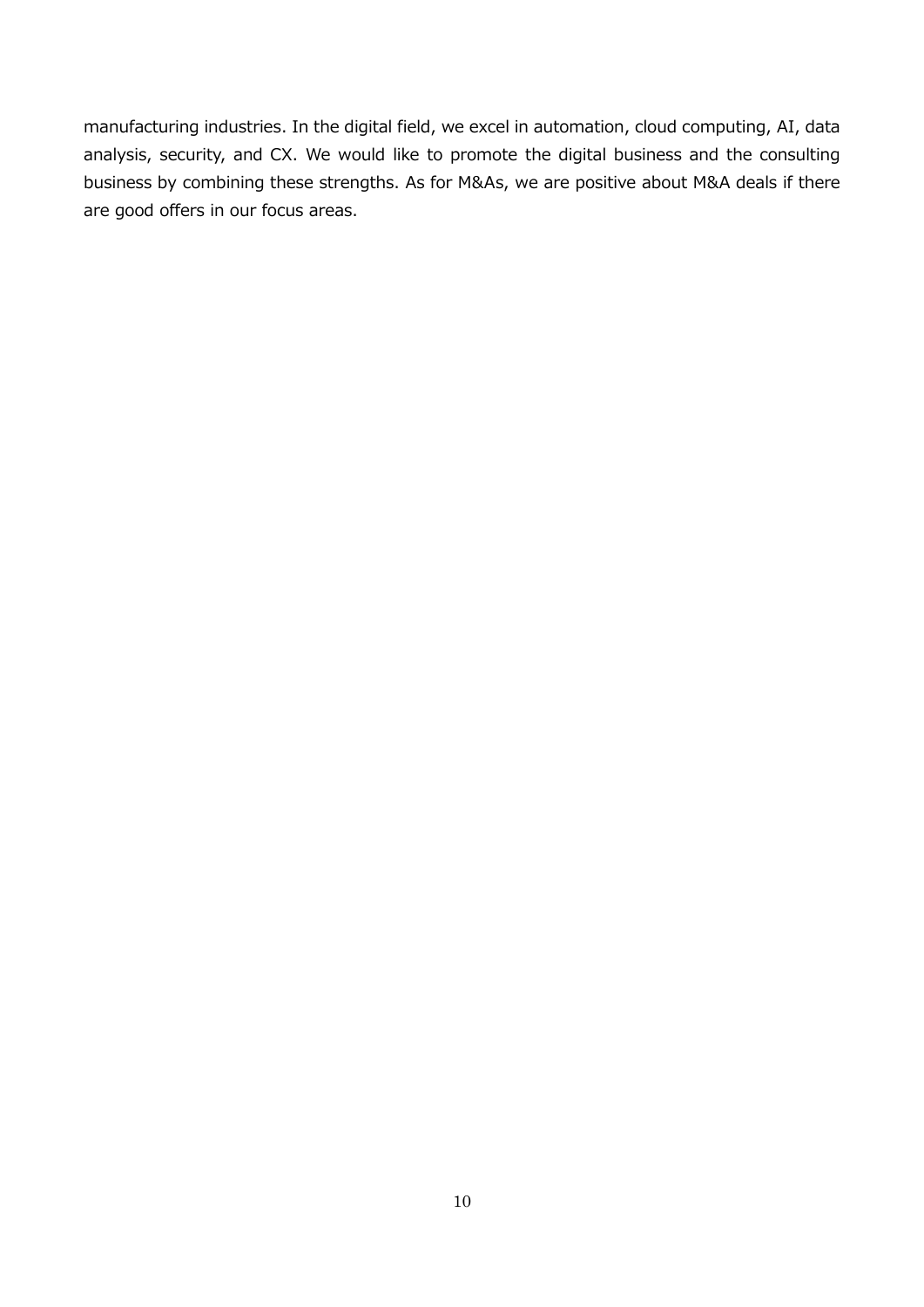manufacturing industries. In the digital field, we excel in automation, cloud computing, AI, data analysis, security, and CX. We would like to promote the digital business and the consulting business by combining these strengths. As for M&As, we are positive about M&A deals if there are good offers in our focus areas.